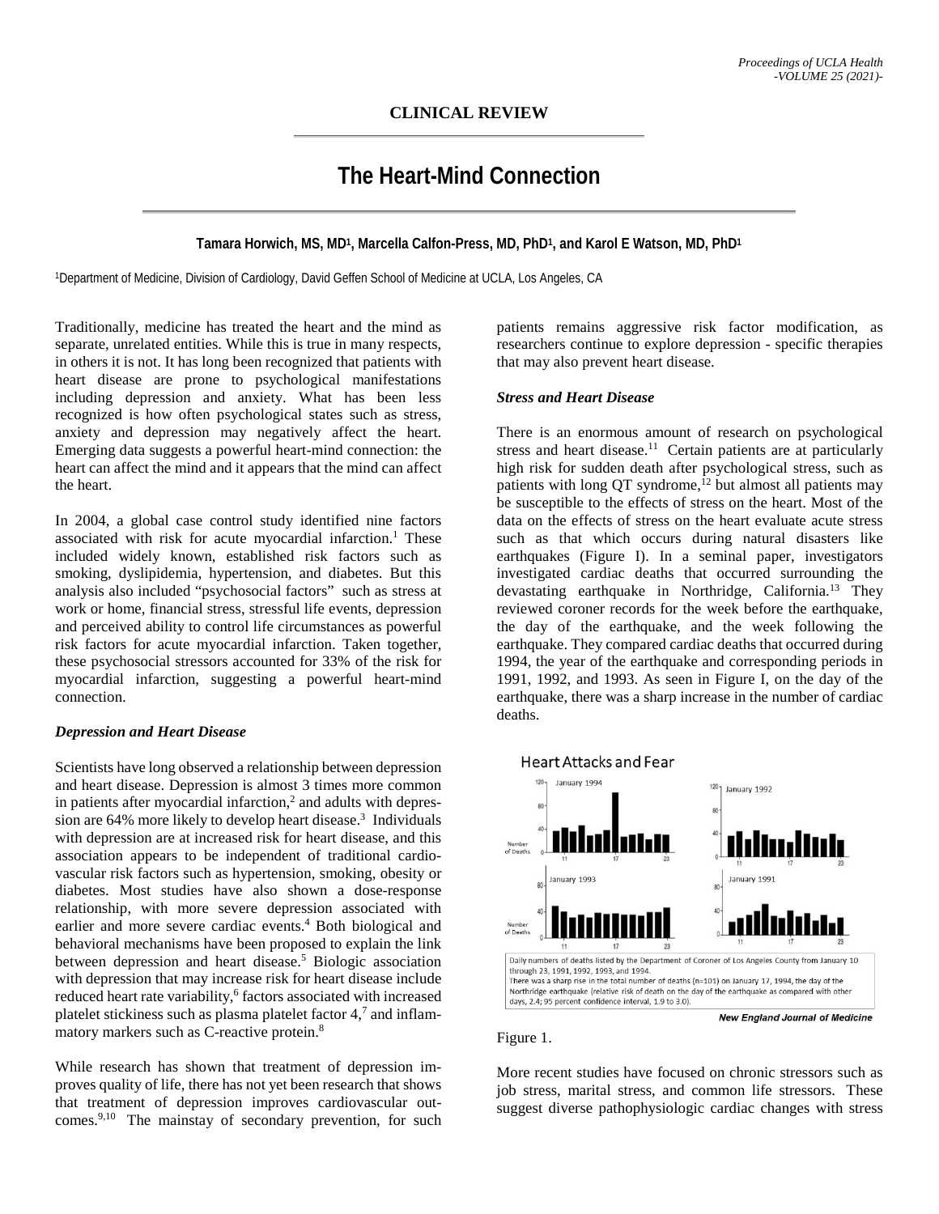CLINICAL REVIEW

# The Heart-Mind Connection

**Tamara Horwich, MS, MD[1], Marcella Calfon-Press, MD, PhD[1], and Karol E Watson, MD, PhD[1]**

[1]Department of Medicine, Division of Cardiology, David Geffen School of Medicine at UCLA, Los Angeles, CA

Traditionally, medicine has treated the heart and the mind as separate, unrelated entities. While this is true in many respects, in others it is not. It has long been recognized that patients with heart disease are prone to psychological manifestations including depression and anxiety. What has been less recognized is how often psychological states such as stress, anxiety and depression may negatively affect the heart. Emerging data suggests a powerful heart-mind connection: the heart can affect the mind and it appears that the mind can affect the heart.

In 2004, a global case control study identified nine factors associated with risk for acute myocardial infarction.[1] These included widely known, established risk factors such as smoking, dyslipidemia, hypertension, and diabetes. But this analysis also included "psychosocial factors" such as stress at work or home, financial stress, stressful life events, depression and perceived ability to control life circumstances as powerful risk factors for acute myocardial infarction. Taken together, these psychosocial stressors accounted for 33% of the risk for myocardial infarction, suggesting a powerful heart-mind connection.

### *Depression and Heart Disease*

Scientists have long observed a relationship between depression and heart disease. Depression is almost 3 times more common in patients after myocardial infarction,[2] and adults with depression are 64% more likely to develop heart disease.[3] Individuals with depression are at increased risk for heart disease, and this association appears to be independent of traditional cardiovascular risk factors such as hypertension, smoking, obesity or diabetes. Most studies have also shown a dose-response relationship, with more severe depression associated with earlier and more severe cardiac events.[4] Both biological and behavioral mechanisms have been proposed to explain the link between depression and heart disease.[5] Biologic association with depression that may increase risk for heart disease include reduced heart rate variability,[6] factors associated with increased platelet stickiness such as plasma platelet factor 4,[7] and inflammatory markers such as C-reactive protein.[8]

While research has shown that treatment of depression improves quality of life, there has not yet been research that shows that treatment of depression improves cardiovascular outcomes.[9,10] The mainstay of secondary prevention, for such patients remains aggressive risk factor modification, as researchers continue to explore depression - specific therapies that may also prevent heart disease.

### *Stress and Heart Disease*

There is an enormous amount of research on psychological stress and heart disease.[11] Certain patients are at particularly high risk for sudden death after psychological stress, such as patients with long QT syndrome,[12] but almost all patients may be susceptible to the effects of stress on the heart. Most of the data on the effects of stress on the heart evaluate acute stress such as that which occurs during natural disasters like earthquakes (Figure I). In a seminal paper, investigators investigated cardiac deaths that occurred surrounding the devastating earthquake in Northridge, California.[13] They reviewed coroner records for the week before the earthquake, the day of the earthquake, and the week following the earthquake. They compared cardiac deaths that occurred during 1994, the year of the earthquake and corresponding periods in 1991, 1992, and 1993. As seen in Figure I, on the day of the earthquake, there was a sharp increase in the number of cardiac deaths.

Heart Attacks and Fear

Daily numbers of deaths listed by the Department of Coroner of Los Angeles County from January 10 through 23, 1991, 1992, 1993, and 1994.
There was a sharp rise in the total number of deaths (n=101) on January 17, 1994, the day of the Northridge earthquake (relative risk of death on the day of the earthquake as compared with other days, 2.4; 95 percent confidence interval, 1.9 to 3.0).

*New England Journal of Medicine*

Figure 1.

More recent studies have focused on chronic stressors such as job stress, marital stress, and common life stressors. These suggest diverse pathophysiologic cardiac changes with stress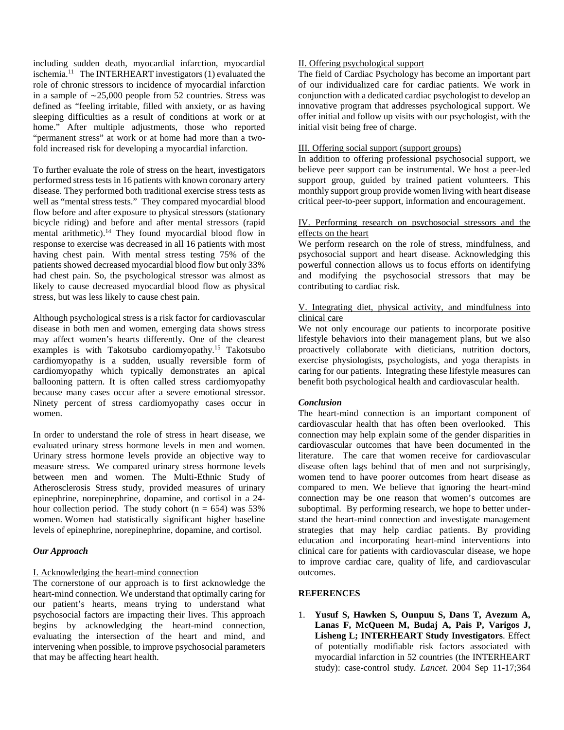including sudden death, myocardial infarction, myocardial ischemia.[11] The INTERHEART investigators (1) evaluated the role of chronic stressors to incidence of myocardial infarction in a sample of ∼25,000 people from 52 countries. Stress was defined as "feeling irritable, filled with anxiety, or as having sleeping difficulties as a result of conditions at work or at home." After multiple adjustments, those who reported "permanent stress" at work or at home had more than a two-fold increased risk for developing a myocardial infarction.

To further evaluate the role of stress on the heart, investigators performed stress tests in 16 patients with known coronary artery disease. They performed both traditional exercise stress tests as well as "mental stress tests." They compared myocardial blood flow before and after exposure to physical stressors (stationary bicycle riding) and before and after mental stressors (rapid mental arithmetic).[14] They found myocardial blood flow in response to exercise was decreased in all 16 patients with most having chest pain. With mental stress testing 75% of the patients showed decreased myocardial blood flow but only 33% had chest pain. So, the psychological stressor was almost as likely to cause decreased myocardial blood flow as physical stress, but was less likely to cause chest pain.

Although psychological stress is a risk factor for cardiovascular disease in both men and women, emerging data shows stress may affect women's hearts differently. One of the clearest examples is with Takotsubo cardiomyopathy.[15] Takotsubo cardiomyopathy is a sudden, usually reversible form of cardiomyopathy which typically demonstrates an apical ballooning pattern. It is often called stress cardiomyopathy because many cases occur after a severe emotional stressor. Ninety percent of stress cardiomyopathy cases occur in women.

In order to understand the role of stress in heart disease, we evaluated urinary stress hormone levels in men and women. Urinary stress hormone levels provide an objective way to measure stress. We compared urinary stress hormone levels between men and women. The Multi-Ethnic Study of Atherosclerosis Stress study, provided measures of urinary epinephrine, norepinephrine, dopamine, and cortisol in a 24-hour collection period. The study cohort ($n = 654$) was 53% women. Women had statistically significant higher baseline levels of epinephrine, norepinephrine, dopamine, and cortisol.

### *Our Approach*

I. Acknowledging the heart-mind connection

The cornerstone of our approach is to first acknowledge the heart-mind connection. We understand that optimally caring for our patient's hearts, means trying to understand what psychosocial factors are impacting their lives. This approach begins by acknowledging the heart-mind connection, evaluating the intersection of the heart and mind, and intervening when possible, to improve psychosocial parameters that may be affecting heart health.

II. Offering psychological support

The field of Cardiac Psychology has become an important part of our individualized care for cardiac patients. We work in conjunction with a dedicated cardiac psychologist to develop an innovative program that addresses psychological support. We offer initial and follow up visits with our psychologist, with the initial visit being free of charge.

III. Offering social support (support groups)

In addition to offering professional psychosocial support, we believe peer support can be instrumental. We host a peer-led support group, guided by trained patient volunteers. This monthly support group provide women living with heart disease critical peer-to-peer support, information and encouragement.

IV. Performing research on psychosocial stressors and the effects on the heart

We perform research on the role of stress, mindfulness, and psychosocial support and heart disease. Acknowledging this powerful connection allows us to focus efforts on identifying and modifying the psychosocial stressors that may be contributing to cardiac risk.

V. Integrating diet, physical activity, and mindfulness into clinical care

We not only encourage our patients to incorporate positive lifestyle behaviors into their management plans, but we also proactively collaborate with dieticians, nutrition doctors, exercise physiologists, psychologists, and yoga therapists in caring for our patients. Integrating these lifestyle measures can benefit both psychological health and cardiovascular health.

### *Conclusion*

The heart-mind connection is an important component of cardiovascular health that has often been overlooked. This connection may help explain some of the gender disparities in cardiovascular outcomes that have been documented in the literature. The care that women receive for cardiovascular disease often lags behind that of men and not surprisingly, women tend to have poorer outcomes from heart disease as compared to men. We believe that ignoring the heart-mind connection may be one reason that women's outcomes are suboptimal. By performing research, we hope to better understand the heart-mind connection and investigate management strategies that may help cardiac patients. By providing education and incorporating heart-mind interventions into clinical care for patients with cardiovascular disease, we hope to improve cardiac care, quality of life, and cardiovascular outcomes.

## REFERENCES

1. **Yusuf S, Hawken S, Ounpuu S, Dans T, Avezum A, Lanas F, McQueen M, Budaj A, Pais P, Varigos J, Lisheng L; INTERHEART Study Investigators**. Effect of potentially modifiable risk factors associated with myocardial infarction in 52 countries (the INTERHEART study): case-control study. *Lancet*. 2004 Sep 11-17;364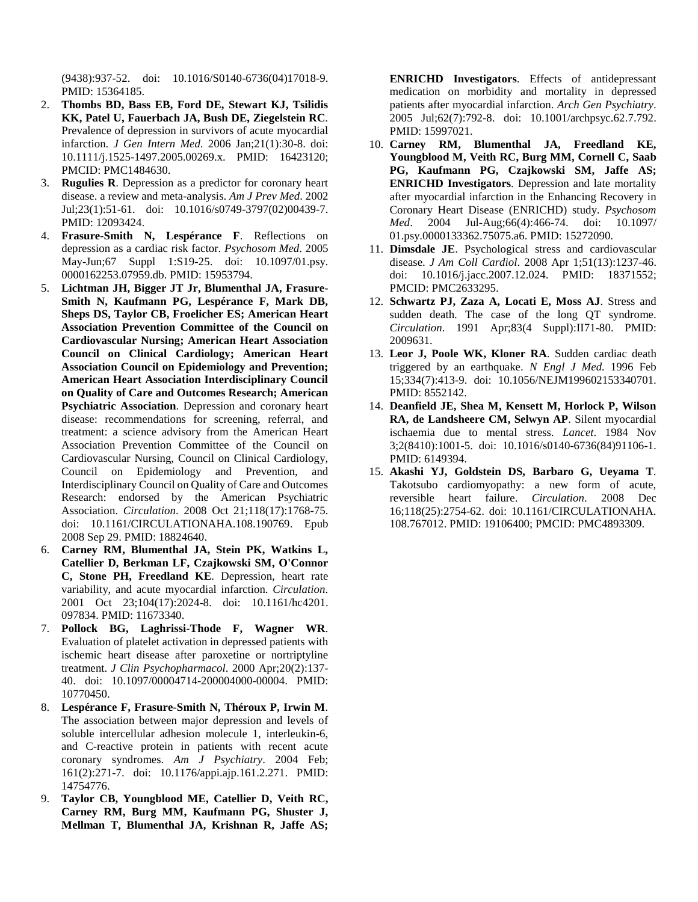(9438):937-52. doi: 10.1016/S0140-6736(04)17018-9. PMID: 15364185.

2. **Thombs BD, Bass EB, Ford DE, Stewart KJ, Tsilidis KK, Patel U, Fauerbach JA, Bush DE, Ziegelstein RC**. Prevalence of depression in survivors of acute myocardial infarction. *J Gen Intern Med.* 2006 Jan;21(1):30-8. doi: 10.1111/j.1525-1497.2005.00269.x. PMID: 16423120; PMCID: PMC1484630.
3. **Rugulies R**. Depression as a predictor for coronary heart disease. a review and meta-analysis. *Am J Prev Med*. 2002 Jul;23(1):51-61. doi: 10.1016/s0749-3797(02)00439-7. PMID: 12093424.
4. **Frasure-Smith N, Lespérance F**. Reflections on depression as a cardiac risk factor. *Psychosom Med*. 2005 May-Jun;67 Suppl 1:S19-25. doi: 10.1097/01.psy.0000162253.07959.db. PMID: 15953794.
5. **Lichtman JH, Bigger JT Jr, Blumenthal JA, Frasure-Smith N, Kaufmann PG, Lespérance F, Mark DB, Sheps DS, Taylor CB, Froelicher ES; American Heart Association Prevention Committee of the Council on Cardiovascular Nursing; American Heart Association Council on Clinical Cardiology; American Heart Association Council on Epidemiology and Prevention; American Heart Association Interdisciplinary Council on Quality of Care and Outcomes Research; American Psychiatric Association**. Depression and coronary heart disease: recommendations for screening, referral, and treatment: a science advisory from the American Heart Association Prevention Committee of the Council on Cardiovascular Nursing, Council on Clinical Cardiology, Council on Epidemiology and Prevention, and Interdisciplinary Council on Quality of Care and Outcomes Research: endorsed by the American Psychiatric Association. *Circulation*. 2008 Oct 21;118(17):1768-75. doi: 10.1161/CIRCULATIONAHA.108.190769. Epub 2008 Sep 29. PMID: 18824640.
6. **Carney RM, Blumenthal JA, Stein PK, Watkins L, Catellier D, Berkman LF, Czajkowski SM, O'Connor C, Stone PH, Freedland KE**. Depression, heart rate variability, and acute myocardial infarction. *Circulation*. 2001 Oct 23;104(17):2024-8. doi: 10.1161/hc4201.097834. PMID: 11673340.
7. **Pollock BG, Laghrissi-Thode F, Wagner WR**. Evaluation of platelet activation in depressed patients with ischemic heart disease after paroxetine or nortriptyline treatment. *J Clin Psychopharmacol*. 2000 Apr;20(2):137-40. doi: 10.1097/00004714-200004000-00004. PMID: 10770450.
8. **Lespérance F, Frasure-Smith N, Théroux P, Irwin M**. The association between major depression and levels of soluble intercellular adhesion molecule 1, interleukin-6, and C-reactive protein in patients with recent acute coronary syndromes. *Am J Psychiatry*. 2004 Feb; 161(2):271-7. doi: 10.1176/appi.ajp.161.2.271. PMID: 14754776.
9. **Taylor CB, Youngblood ME, Catellier D, Veith RC, Carney RM, Burg MM, Kaufmann PG, Shuster J, Mellman T, Blumenthal JA, Krishnan R, Jaffe AS; ENRICHD Investigators**. Effects of antidepressant medication on morbidity and mortality in depressed patients after myocardial infarction. *Arch Gen Psychiatry*. 2005 Jul;62(7):792-8. doi: 10.1001/archpsyc.62.7.792. PMID: 15997021.
10. **Carney RM, Blumenthal JA, Freedland KE, Youngblood M, Veith RC, Burg MM, Cornell C, Saab PG, Kaufmann PG, Czajkowski SM, Jaffe AS; ENRICHD Investigators**. Depression and late mortality after myocardial infarction in the Enhancing Recovery in Coronary Heart Disease (ENRICHD) study. *Psychosom Med*. 2004 Jul-Aug;66(4):466-74. doi: 10.1097/01.psy.0000133362.75075.a6. PMID: 15272090.
11. **Dimsdale JE**. Psychological stress and cardiovascular disease. *J Am Coll Cardiol*. 2008 Apr 1;51(13):1237-46. doi: 10.1016/j.jacc.2007.12.024. PMID: 18371552; PMCID: PMC2633295.
12. **Schwartz PJ, Zaza A, Locati E, Moss AJ**. Stress and sudden death. The case of the long QT syndrome. *Circulation*. 1991 Apr;83(4 Suppl):II71-80. PMID: 2009631.
13. **Leor J, Poole WK, Kloner RA**. Sudden cardiac death triggered by an earthquake. *N Engl J Med.* 1996 Feb 15;334(7):413-9. doi: 10.1056/NEJM199602153340701. PMID: 8552142.
14. **Deanfield JE, Shea M, Kensett M, Horlock P, Wilson RA, de Landsheere CM, Selwyn AP**. Silent myocardial ischaemia due to mental stress. *Lancet*. 1984 Nov 3;2(8410):1001-5. doi: 10.1016/s0140-6736(84)91106-1. PMID: 6149394.
15. **Akashi YJ, Goldstein DS, Barbaro G, Ueyama T**. Takotsubo cardiomyopathy: a new form of acute, reversible heart failure. *Circulation*. 2008 Dec 16;118(25):2754-62. doi: 10.1161/CIRCULATIONAHA.108.767012. PMID: 19106400; PMCID: PMC4893309.